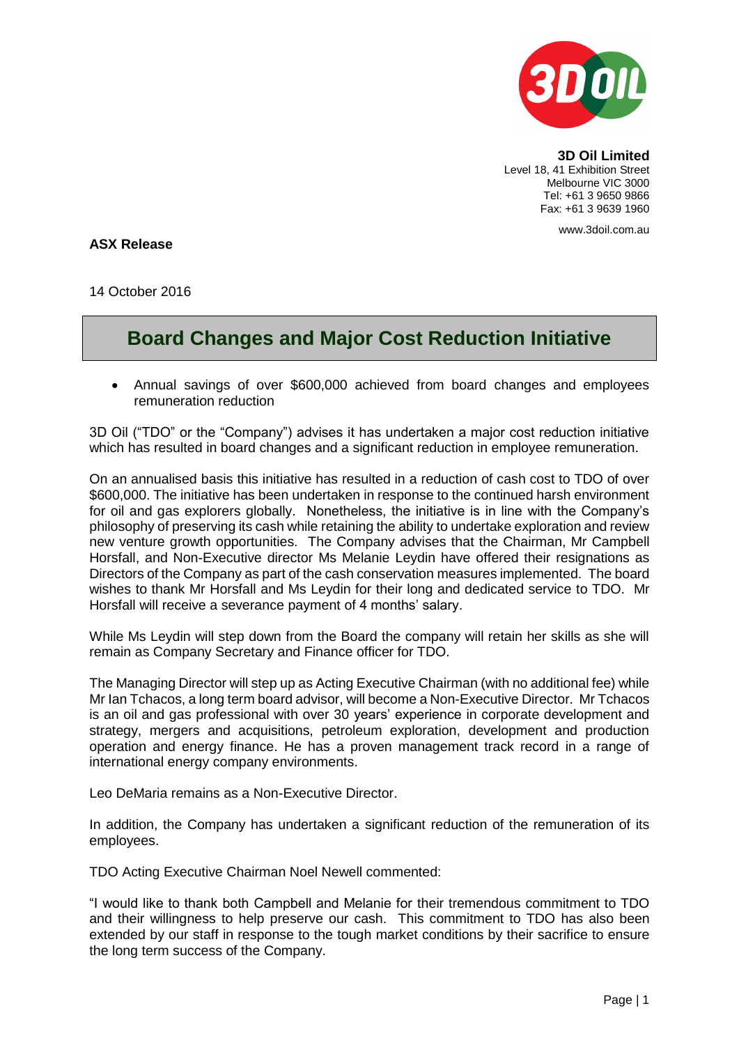**3D Oil Limited**
Level 18, 41 Exhibition Street
Melbourne VIC 3000
Tel: +61 3 9650 9866
Fax: +61 3 9639 1960

www.3doil.com.au

**ASX Release**

14 October 2016

# Board Changes and Major Cost Reduction Initiative

- Annual savings of over $600,000 achieved from board changes and employees remuneration reduction

3D Oil ("TDO" or the "Company") advises it has undertaken a major cost reduction initiative which has resulted in board changes and a significant reduction in employee remuneration.

On an annualised basis this initiative has resulted in a reduction of cash cost to TDO of over $600,000. The initiative has been undertaken in response to the continued harsh environment for oil and gas explorers globally. Nonetheless, the initiative is in line with the Company's philosophy of preserving its cash while retaining the ability to undertake exploration and review new venture growth opportunities. The Company advises that the Chairman, Mr Campbell Horsfall, and Non-Executive director Ms Melanie Leydin have offered their resignations as Directors of the Company as part of the cash conservation measures implemented. The board wishes to thank Mr Horsfall and Ms Leydin for their long and dedicated service to TDO. Mr Horsfall will receive a severance payment of 4 months' salary.

While Ms Leydin will step down from the Board the company will retain her skills as she will remain as Company Secretary and Finance officer for TDO.

The Managing Director will step up as Acting Executive Chairman (with no additional fee) while Mr Ian Tchacos, a long term board advisor, will become a Non-Executive Director. Mr Tchacos is an oil and gas professional with over 30 years' experience in corporate development and strategy, mergers and acquisitions, petroleum exploration, development and production operation and energy finance. He has a proven management track record in a range of international energy company environments.

Leo DeMaria remains as a Non-Executive Director.

In addition, the Company has undertaken a significant reduction of the remuneration of its employees.

TDO Acting Executive Chairman Noel Newell commented:

"I would like to thank both Campbell and Melanie for their tremendous commitment to TDO and their willingness to help preserve our cash. This commitment to TDO has also been extended by our staff in response to the tough market conditions by their sacrifice to ensure the long term success of the Company.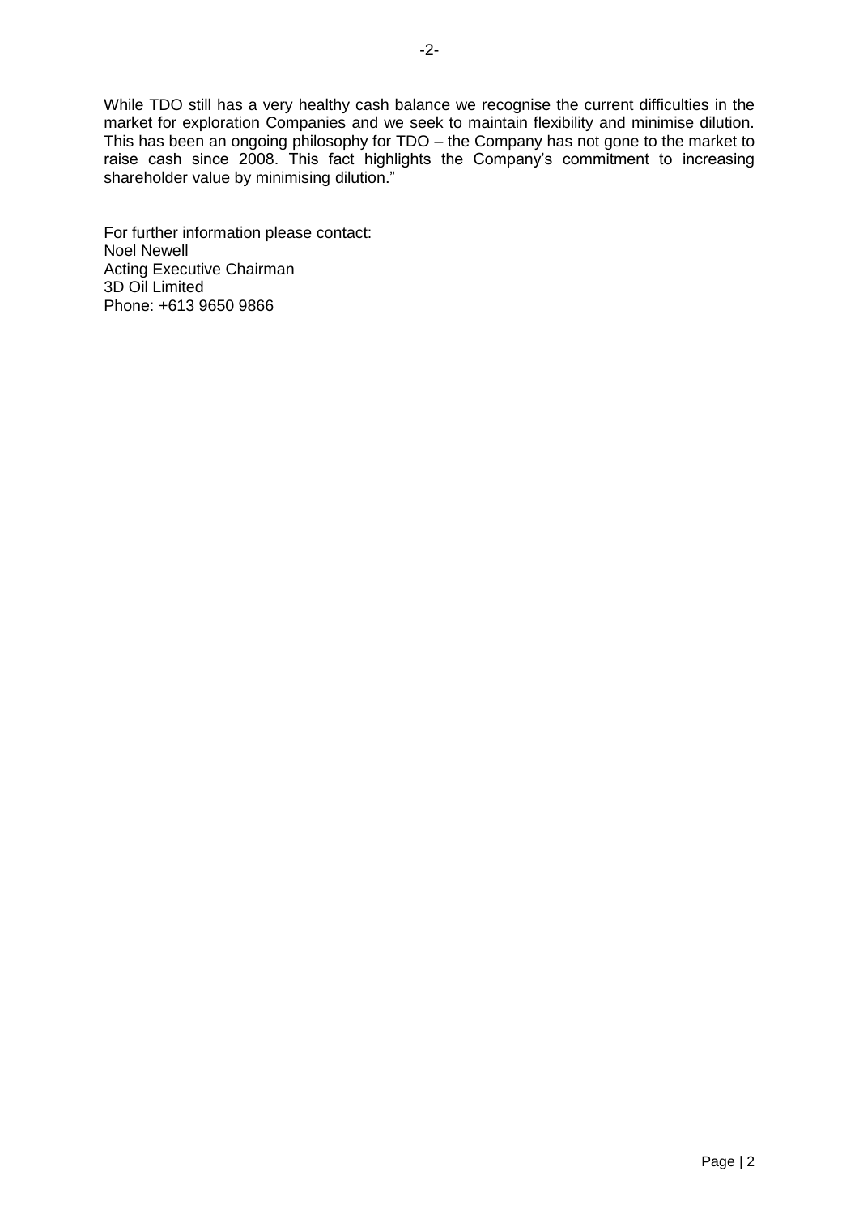While TDO still has a very healthy cash balance we recognise the current difficulties in the market for exploration Companies and we seek to maintain flexibility and minimise dilution. This has been an ongoing philosophy for TDO – the Company has not gone to the market to raise cash since 2008. This fact highlights the Company's commitment to increasing shareholder value by minimising dilution."

For further information please contact:
Noel Newell
Acting Executive Chairman
3D Oil Limited
Phone: +613 9650 9866